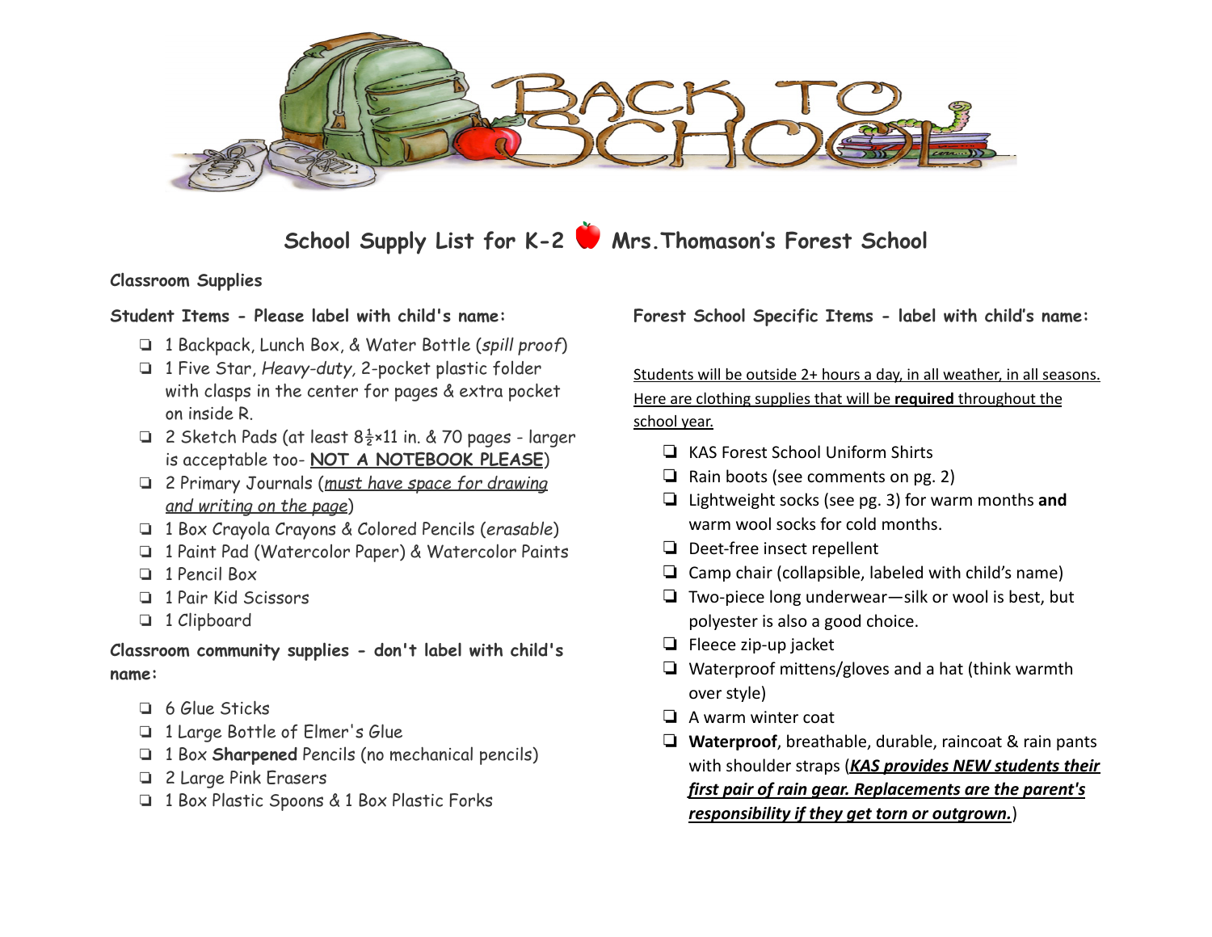# School Supply List for K-2 🍎 Mrs.Thomason's Forest School

## Classroom Supplies

### Student Items - Please label with child's name:

- 1 Backpack, Lunch Box, & Water Bottle (*spill proof*)
- 1 Five Star, *Heavy-duty,* 2-pocket plastic folder with clasps in the center for pages & extra pocket on inside R.
- 2 Sketch Pads (at least 8½×11 in. & 70 pages - larger is acceptable too- **NOT A NOTEBOOK PLEASE**)
- 2 Primary Journals (*must have space for drawing and writing on the page*)
- 1 Box Crayola Crayons & Colored Pencils (*erasable*)
- 1 Paint Pad (Watercolor Paper) & Watercolor Paints
- 1 Pencil Box
- 1 Pair Kid Scissors
- 1 Clipboard

### Classroom community supplies - don't label with child's name:

- 6 Glue Sticks
- 1 Large Bottle of Elmer's Glue
- 1 Box **Sharpened** Pencils (no mechanical pencils)
- 2 Large Pink Erasers
- 1 Box Plastic Spoons & 1 Box Plastic Forks

### Forest School Specific Items - label with child's name:

Students will be outside 2+ hours a day, in all weather, in all seasons. Here are clothing supplies that will be **required** throughout the school year.

- KAS Forest School Uniform Shirts
- Rain boots (see comments on pg. 2)
- Lightweight socks (see pg. 3) for warm months **and** warm wool socks for cold months.
- Deet-free insect repellent
- Camp chair (collapsible, labeled with child's name)
- Two-piece long underwear—silk or wool is best, but polyester is also a good choice.
- Fleece zip-up jacket
- Waterproof mittens/gloves and a hat (think warmth over style)
- A warm winter coat
- **Waterproof**, breathable, durable, raincoat & rain pants with shoulder straps (***KAS provides NEW students their first pair of rain gear. Replacements are the parent's responsibility if they get torn or outgrown.***)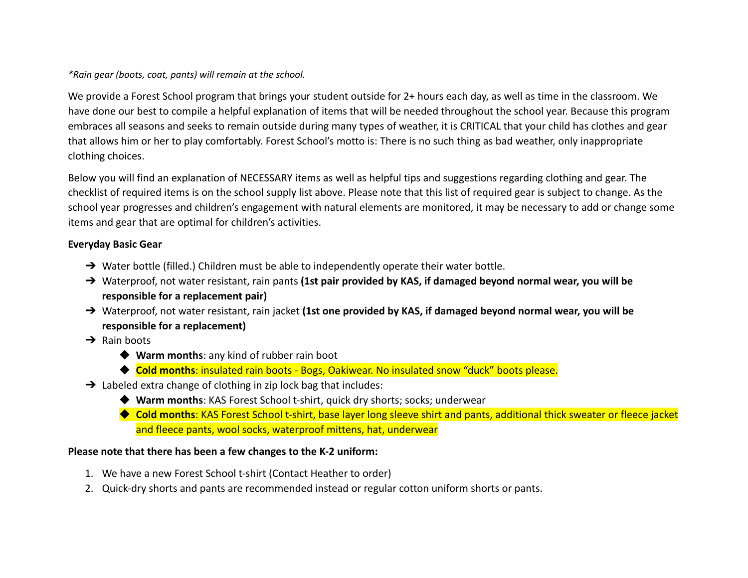*\*Rain gear (boots, coat, pants) will remain at the school.*

We provide a Forest School program that brings your student outside for 2+ hours each day, as well as time in the classroom. We have done our best to compile a helpful explanation of items that will be needed throughout the school year. Because this program embraces all seasons and seeks to remain outside during many types of weather, it is CRITICAL that your child has clothes and gear that allows him or her to play comfortably. Forest School's motto is: There is no such thing as bad weather, only inappropriate clothing choices.

Below you will find an explanation of NECESSARY items as well as helpful tips and suggestions regarding clothing and gear. The checklist of required items is on the school supply list above. Please note that this list of required gear is subject to change. As the school year progresses and children's engagement with natural elements are monitored, it may be necessary to add or change some items and gear that are optimal for children's activities.

**Everyday Basic Gear**

- Water bottle (filled.) Children must be able to independently operate their water bottle.
- Waterproof, not water resistant, rain pants **(1st pair provided by KAS, if damaged beyond normal wear, you will be responsible for a replacement pair)**
- Waterproof, not water resistant, rain jacket **(1st one provided by KAS, if damaged beyond normal wear, you will be responsible for a replacement)**
- Rain boots
  - **Warm months**: any kind of rubber rain boot
  - **Cold months**: insulated rain boots - Bogs, Oakiwear. No insulated snow "duck" boots please.
- Labeled extra change of clothing in zip lock bag that includes:
  - **Warm months**: KAS Forest School t-shirt, quick dry shorts; socks; underwear
  - **Cold months**: KAS Forest School t-shirt, base layer long sleeve shirt and pants, additional thick sweater or fleece jacket and fleece pants, wool socks, waterproof mittens, hat, underwear

**Please note that there has been a few changes to the K-2 uniform:**

1. We have a new Forest School t-shirt (Contact Heather to order)
2. Quick-dry shorts and pants are recommended instead or regular cotton uniform shorts or pants.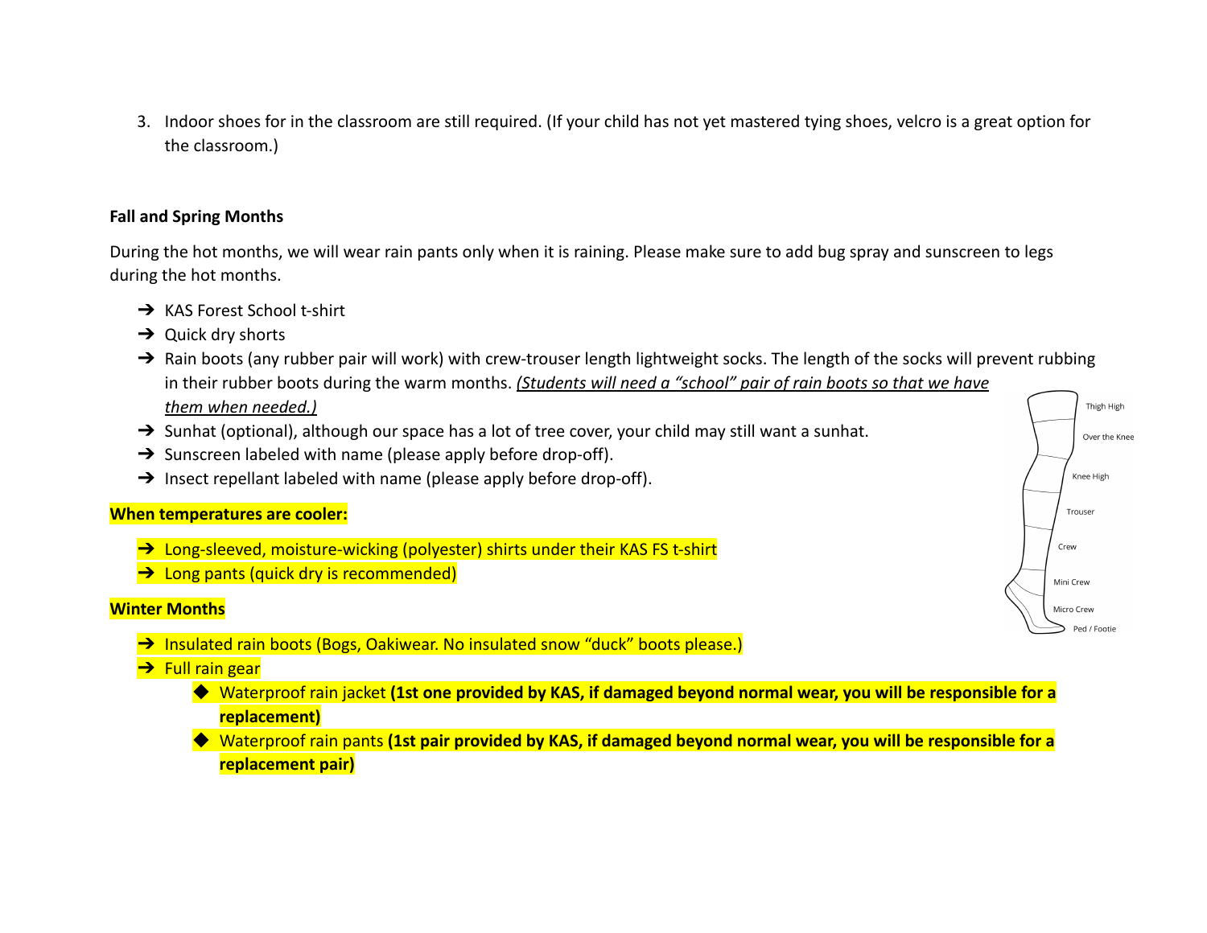3. Indoor shoes for in the classroom are still required. (If your child has not yet mastered tying shoes, velcro is a great option for the classroom.)

**Fall and Spring Months**

During the hot months, we will wear rain pants only when it is raining. Please make sure to add bug spray and sunscreen to legs during the hot months.

- KAS Forest School t-shirt
- Quick dry shorts
- Rain boots (any rubber pair will work) with crew-trouser length lightweight socks. The length of the socks will prevent rubbing in their rubber boots during the warm months. *(Students will need a "school" pair of rain boots so that we have them when needed.)*
- Sunhat (optional), although our space has a lot of tree cover, your child may still want a sunhat.
- Sunscreen labeled with name (please apply before drop-off).
- Insect repellant labeled with name (please apply before drop-off).

Thigh High
Over the Knee
Knee High
Trouser
Crew
Mini Crew
Micro Crew
Ped / Footie

**When temperatures are cooler:**

- Long-sleeved, moisture-wicking (polyester) shirts under their KAS FS t-shirt
- Long pants (quick dry is recommended)

**Winter Months**

- Insulated rain boots (Bogs, Oakiwear. No insulated snow "duck" boots please.)
- Full rain gear
  - Waterproof rain jacket **(1st one provided by KAS, if damaged beyond normal wear, you will be responsible for a replacement)**
  - Waterproof rain pants **(1st pair provided by KAS, if damaged beyond normal wear, you will be responsible for a replacement pair)**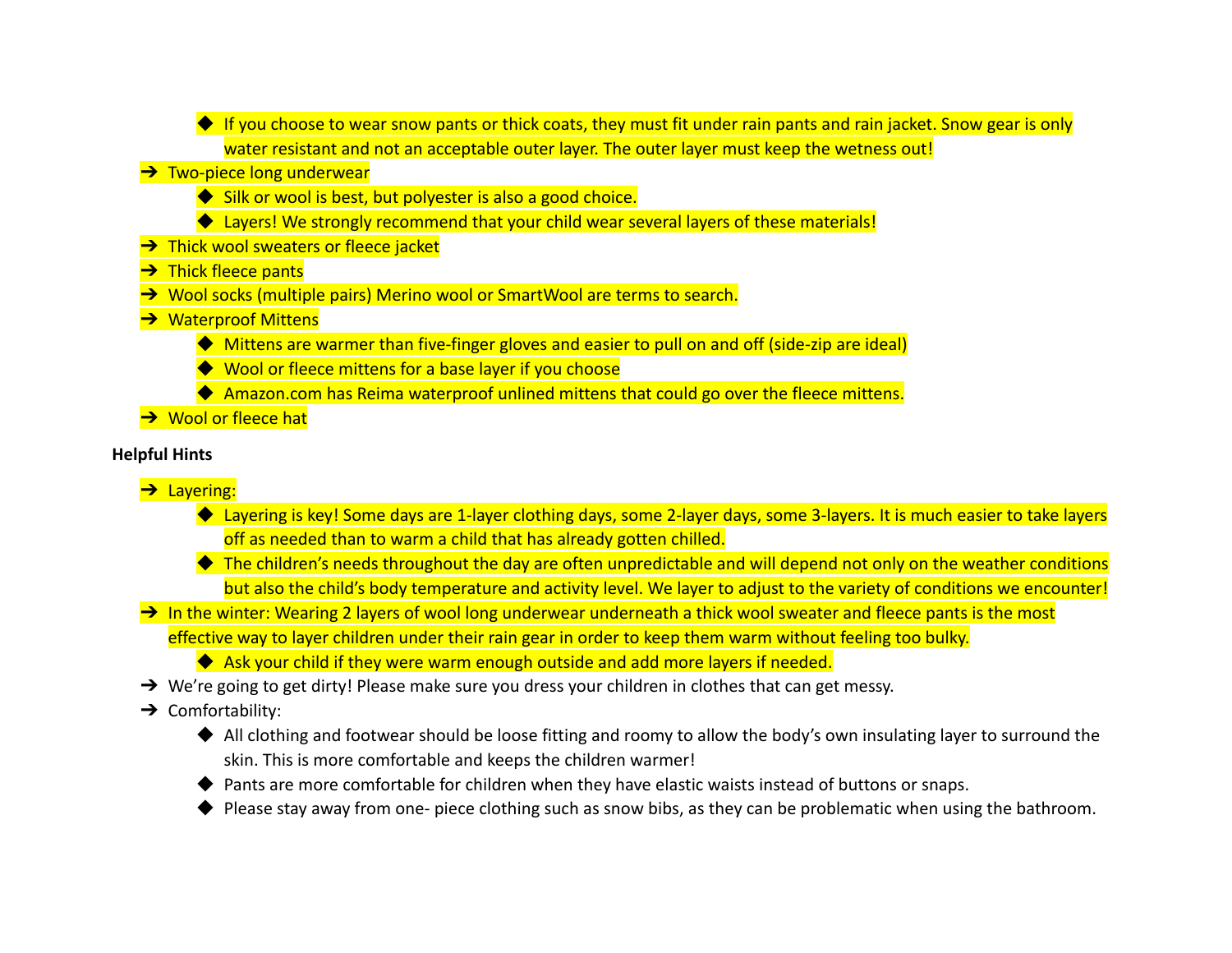- If you choose to wear snow pants or thick coats, they must fit under rain pants and rain jacket. Snow gear is only water resistant and not an acceptable outer layer. The outer layer must keep the wetness out!
- Two-piece long underwear
    - Silk or wool is best, but polyester is also a good choice.
    - Layers! We strongly recommend that your child wear several layers of these materials!
- Thick wool sweaters or fleece jacket
- Thick fleece pants
- Wool socks (multiple pairs) Merino wool or SmartWool are terms to search.
- Waterproof Mittens
    - Mittens are warmer than five-finger gloves and easier to pull on and off (side-zip are ideal)
    - Wool or fleece mittens for a base layer if you choose
    - Amazon.com has Reima waterproof unlined mittens that could go over the fleece mittens.
- Wool or fleece hat

**Helpful Hints**

- Layering:
    - Layering is key! Some days are 1-layer clothing days, some 2-layer days, some 3-layers. It is much easier to take layers off as needed than to warm a child that has already gotten chilled.
    - The children's needs throughout the day are often unpredictable and will depend not only on the weather conditions but also the child's body temperature and activity level. We layer to adjust to the variety of conditions we encounter!
- In the winter: Wearing 2 layers of wool long underwear underneath a thick wool sweater and fleece pants is the most effective way to layer children under their rain gear in order to keep them warm without feeling too bulky.
    - Ask your child if they were warm enough outside and add more layers if needed.
- We're going to get dirty! Please make sure you dress your children in clothes that can get messy.
- Comfortability:
    - All clothing and footwear should be loose fitting and roomy to allow the body's own insulating layer to surround the skin. This is more comfortable and keeps the children warmer!
    - Pants are more comfortable for children when they have elastic waists instead of buttons or snaps.
    - Please stay away from one- piece clothing such as snow bibs, as they can be problematic when using the bathroom.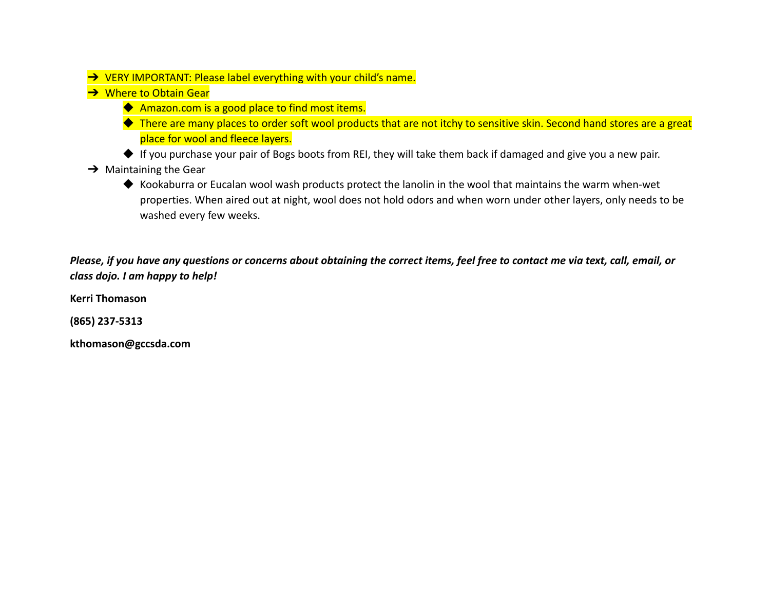- VERY IMPORTANT: Please label everything with your child's name.
- Where to Obtain Gear
  - Amazon.com is a good place to find most items.
  - There are many places to order soft wool products that are not itchy to sensitive skin. Second hand stores are a great place for wool and fleece layers.
  - If you purchase your pair of Bogs boots from REI, they will take them back if damaged and give you a new pair.
- Maintaining the Gear
  - Kookaburra or Eucalan wool wash products protect the lanolin in the wool that maintains the warm when-wet properties. When aired out at night, wool does not hold odors and when worn under other layers, only needs to be washed every few weeks.

***Please, if you have any questions or concerns about obtaining the correct items, feel free to contact me via text, call, email, or class dojo. I am happy to help!***

**Kerri Thomason**

**(865) 237-5313**

**kthomason@gccsda.com**